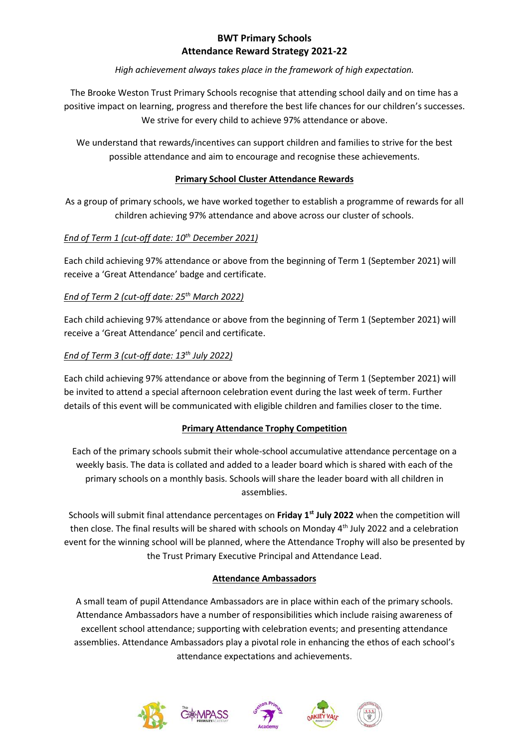# BWT Primary Schools
# Attendance Reward Strategy 2021-22

*High achievement always takes place in the framework of high expectation.*

The Brooke Weston Trust Primary Schools recognise that attending school daily and on time has a positive impact on learning, progress and therefore the best life chances for our children's successes. We strive for every child to achieve 97% attendance or above.

We understand that rewards/incentives can support children and families to strive for the best possible attendance and aim to encourage and recognise these achievements.

## Primary School Cluster Attendance Rewards

As a group of primary schools, we have worked together to establish a programme of rewards for all children achieving 97% attendance and above across our cluster of schools.

### *End of Term 1 (cut-off date: 10th December 2021)*

Each child achieving 97% attendance or above from the beginning of Term 1 (September 2021) will receive a 'Great Attendance' badge and certificate.

### *End of Term 2 (cut-off date: 25th March 2022)*

Each child achieving 97% attendance or above from the beginning of Term 1 (September 2021) will receive a 'Great Attendance' pencil and certificate.

### *End of Term 3 (cut-off date: 13th July 2022)*

Each child achieving 97% attendance or above from the beginning of Term 1 (September 2021) will be invited to attend a special afternoon celebration event during the last week of term. Further details of this event will be communicated with eligible children and families closer to the time.

## Primary Attendance Trophy Competition

Each of the primary schools submit their whole-school accumulative attendance percentage on a weekly basis. The data is collated and added to a leader board which is shared with each of the primary schools on a monthly basis. Schools will share the leader board with all children in assemblies.

Schools will submit final attendance percentages on **Friday 1st July 2022** when the competition will then close. The final results will be shared with schools on Monday 4th July 2022 and a celebration event for the winning school will be planned, where the Attendance Trophy will also be presented by the Trust Primary Executive Principal and Attendance Lead.

## Attendance Ambassadors

A small team of pupil Attendance Ambassadors are in place within each of the primary schools. Attendance Ambassadors have a number of responsibilities which include raising awareness of excellent school attendance; supporting with celebration events; and presenting attendance assemblies. Attendance Ambassadors play a pivotal role in enhancing the ethos of each school's attendance expectations and achievements.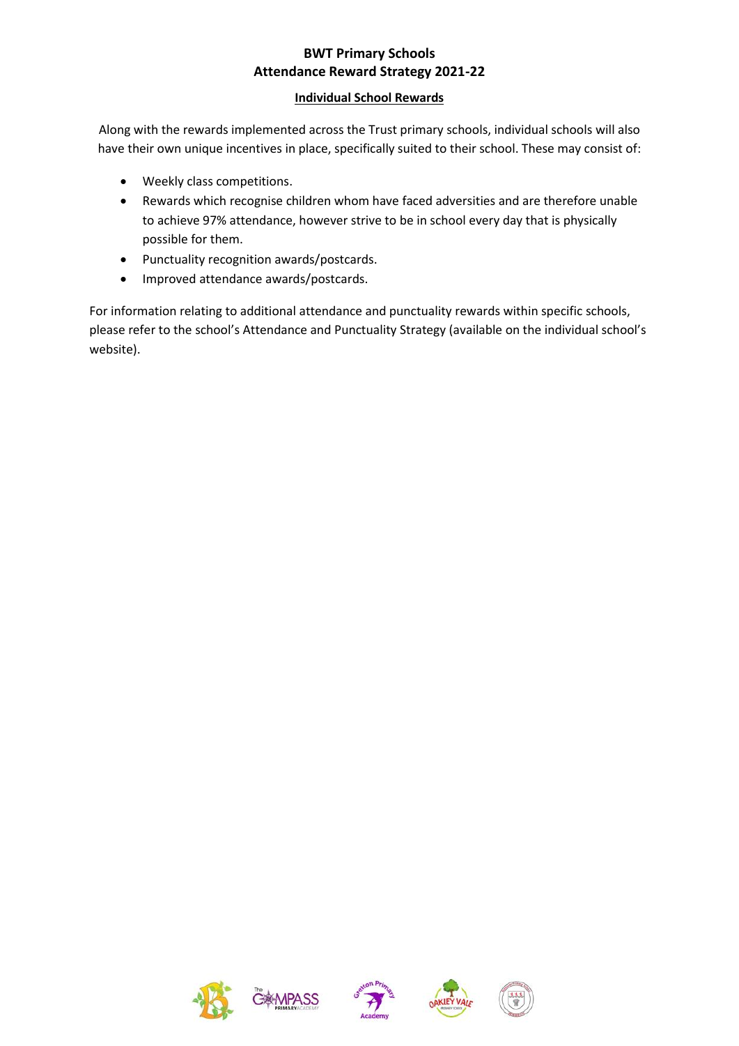# BWT Primary Schools
# Attendance Reward Strategy 2021-22

## Individual School Rewards

Along with the rewards implemented across the Trust primary schools, individual schools will also have their own unique incentives in place, specifically suited to their school. These may consist of:

- Weekly class competitions.
- Rewards which recognise children whom have faced adversities and are therefore unable to achieve 97% attendance, however strive to be in school every day that is physically possible for them.
- Punctuality recognition awards/postcards.
- Improved attendance awards/postcards.

For information relating to additional attendance and punctuality rewards within specific schools, please refer to the school's Attendance and Punctuality Strategy (available on the individual school's website).